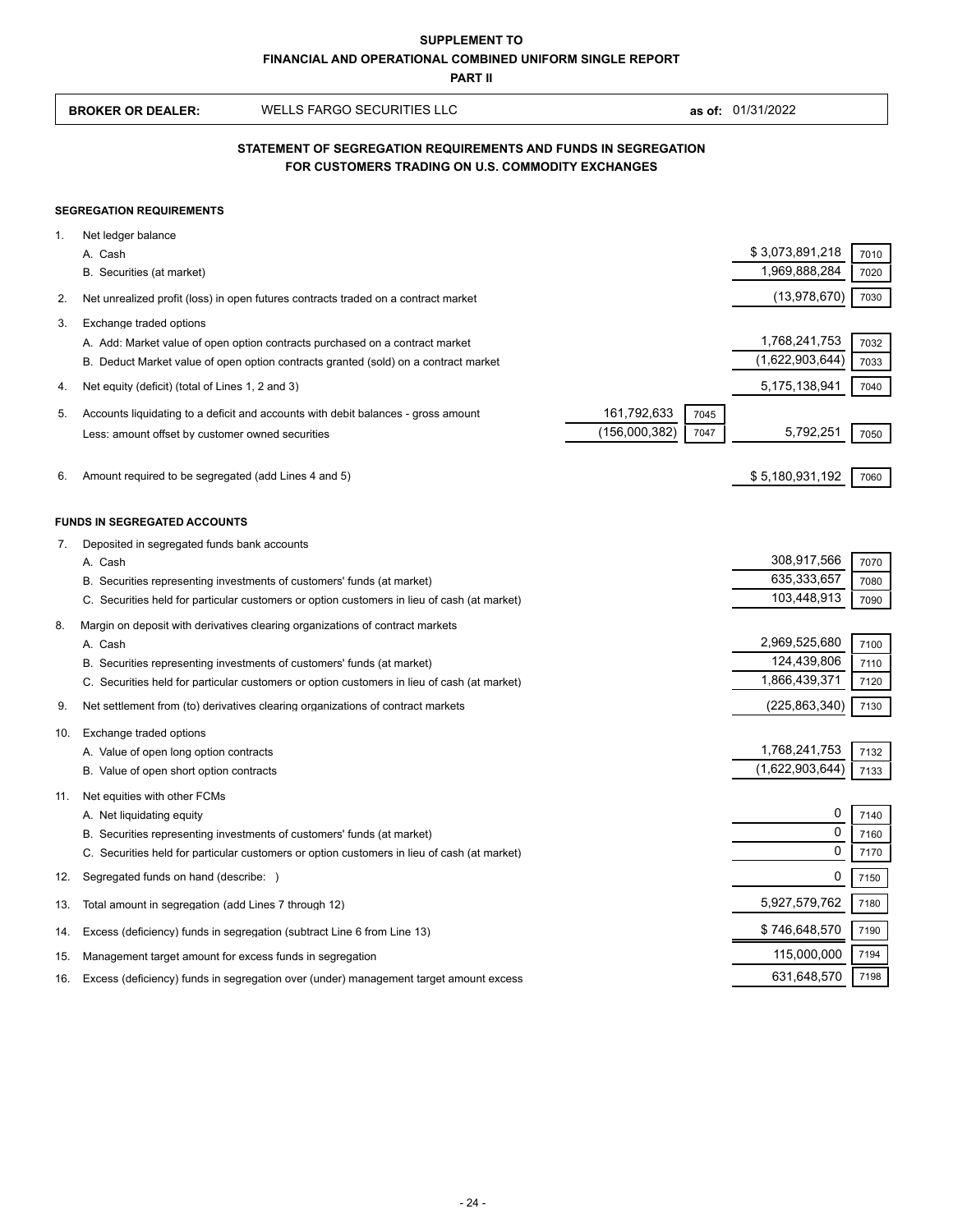**SUPPLEMENT TO**
**FINANCIAL AND OPERATIONAL COMBINED UNIFORM SINGLE REPORT**
**PART II**

| **BROKER OR DEALER:** | WELLS FARGO SECURITIES LLC | **as of:** 01/31/2022 |
|---|---|---|

## STATEMENT OF SEGREGATION REQUIREMENTS AND FUNDS IN SEGREGATION FOR CUSTOMERS TRADING ON U.S. COMMODITY EXCHANGES

### SEGREGATION REQUIREMENTS

| | | | | | |
|---|---|---|---|---|---|
| 1. | Net ledger balance | | | | |
| | A. Cash | | | $ 3,073,891,218 | 7010 |
| | B. Securities (at market) | | | 1,969,888,284 | 7020 |
| 2. | Net unrealized profit (loss) in open futures contracts traded on a contract market | | | (13,978,670) | 7030 |
| 3. | Exchange traded options | | | | |
| | A. Add: Market value of open option contracts purchased on a contract market | | | 1,768,241,753 | 7032 |
| | B. Deduct Market value of open option contracts granted (sold) on a contract market | | | (1,622,903,644) | 7033 |
| 4. | Net equity (deficit) (total of Lines 1, 2 and 3) | | | 5,175,138,941 | 7040 |
| 5. | Accounts liquidating to a deficit and accounts with debit balances - gross amount | 161,792,633 | 7045 | | |
| | Less: amount offset by customer owned securities | (156,000,382) | 7047 | 5,792,251 | 7050 |
| 6. | Amount required to be segregated (add Lines 4 and 5) | | | $ 5,180,931,192 | 7060 |

### FUNDS IN SEGREGATED ACCOUNTS

| | | | |
|---|---|---|---|
| 7. | Deposited in segregated funds bank accounts | | |
| | A. Cash | 308,917,566 | 7070 |
| | B. Securities representing investments of customers' funds (at market) | 635,333,657 | 7080 |
| | C. Securities held for particular customers or option customers in lieu of cash (at market) | 103,448,913 | 7090 |
| 8. | Margin on deposit with derivatives clearing organizations of contract markets | | |
| | A. Cash | 2,969,525,680 | 7100 |
| | B. Securities representing investments of customers' funds (at market) | 124,439,806 | 7110 |
| | C. Securities held for particular customers or option customers in lieu of cash (at market) | 1,866,439,371 | 7120 |
| 9. | Net settlement from (to) derivatives clearing organizations of contract markets | (225,863,340) | 7130 |
| 10. | Exchange traded options | | |
| | A. Value of open long option contracts | 1,768,241,753 | 7132 |
| | B. Value of open short option contracts | (1,622,903,644) | 7133 |
| 11. | Net equities with other FCMs | | |
| | A. Net liquidating equity | 0 | 7140 |
| | B. Securities representing investments of customers' funds (at market) | 0 | 7160 |
| | C. Securities held for particular customers or option customers in lieu of cash (at market) | 0 | 7170 |
| 12. | Segregated funds on hand (describe: ) | 0 | 7150 |
| 13. | Total amount in segregation (add Lines 7 through 12) | 5,927,579,762 | 7180 |
| 14. | Excess (deficiency) funds in segregation (subtract Line 6 from Line 13) | $ 746,648,570 | 7190 |
| 15. | Management target amount for excess funds in segregation | 115,000,000 | 7194 |
| 16. | Excess (deficiency) funds in segregation over (under) management target amount excess | 631,648,570 | 7198 |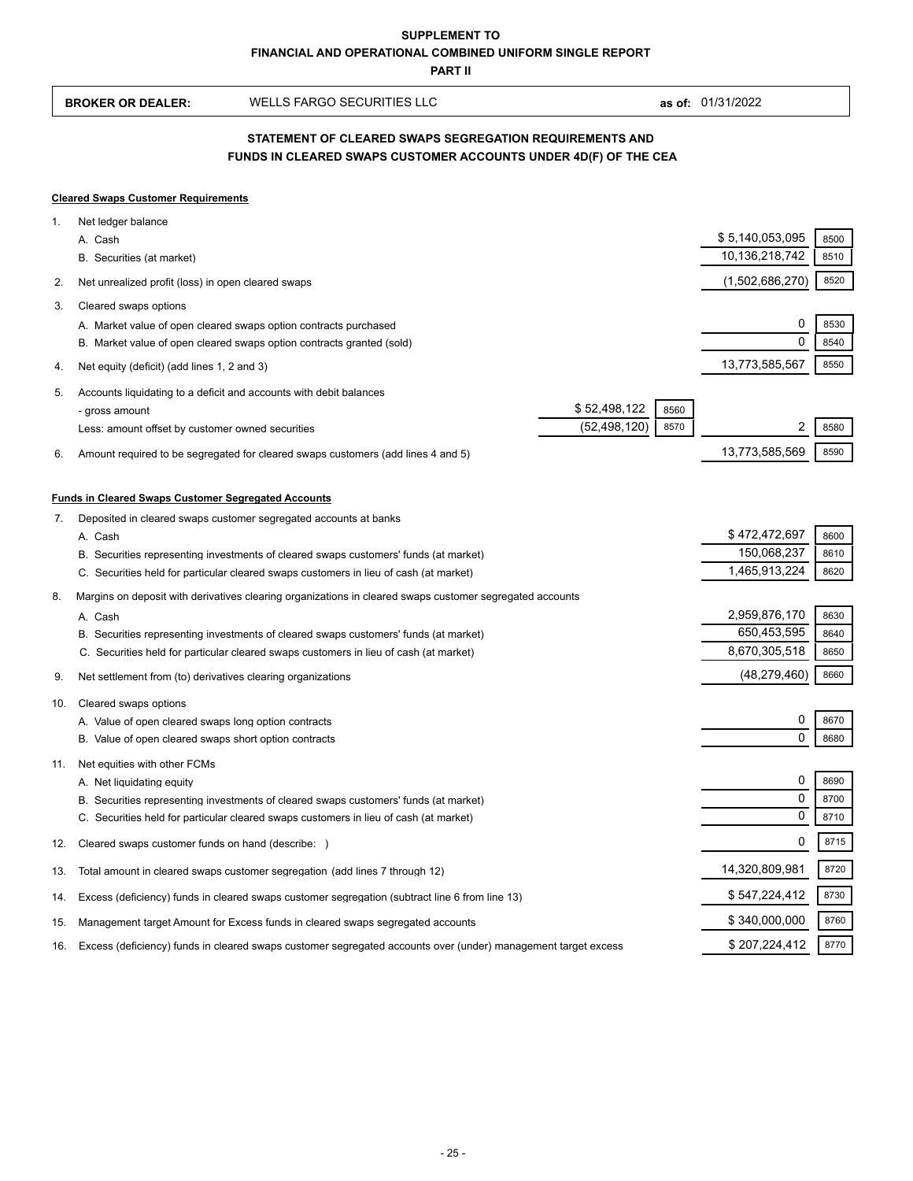**SUPPLEMENT TO**
**FINANCIAL AND OPERATIONAL COMBINED UNIFORM SINGLE REPORT**
**PART II**

**BROKER OR DEALER:** WELLS FARGO SECURITIES LLC **as of:** 01/31/2022

## STATEMENT OF CLEARED SWAPS SEGREGATION REQUIREMENTS AND FUNDS IN CLEARED SWAPS CUSTOMER ACCOUNTS UNDER 4D(F) OF THE CEA

**Cleared Swaps Customer Requirements**

| | | | | | |
|---|---|---|---|---|---|
| 1. | Net ledger balance | | | | |
| | A. Cash | | | $ 5,140,053,095 | 8500 |
| | B. Securities (at market) | | | 10,136,218,742 | 8510 |
| 2. | Net unrealized profit (loss) in open cleared swaps | | | (1,502,686,270) | 8520 |
| 3. | Cleared swaps options | | | | |
| | A. Market value of open cleared swaps option contracts purchased | | | 0 | 8530 |
| | B. Market value of open cleared swaps option contracts granted (sold) | | | 0 | 8540 |
| 4. | Net equity (deficit) (add lines 1, 2 and 3) | | | 13,773,585,567 | 8550 |
| 5. | Accounts liquidating to a deficit and accounts with debit balances | | | | |
| | - gross amount | $ 52,498,122 | 8560 | | |
| | Less: amount offset by customer owned securities | (52,498,120) | 8570 | 2 | 8580 |
| 6. | Amount required to be segregated for cleared swaps customers (add lines 4 and 5) | | | 13,773,585,569 | 8590 |

**Funds in Cleared Swaps Customer Segregated Accounts**

| | | | |
|---|---|---|---|
| 7. | Deposited in cleared swaps customer segregated accounts at banks | | |
| | A. Cash | $ 472,472,697 | 8600 |
| | B. Securities representing investments of cleared swaps customers' funds (at market) | 150,068,237 | 8610 |
| | C. Securities held for particular cleared swaps customers in lieu of cash (at market) | 1,465,913,224 | 8620 |
| 8. | Margins on deposit with derivatives clearing organizations in cleared swaps customer segregated accounts | | |
| | A. Cash | 2,959,876,170 | 8630 |
| | B. Securities representing investments of cleared swaps customers' funds (at market) | 650,453,595 | 8640 |
| | C. Securities held for particular cleared swaps customers in lieu of cash (at market) | 8,670,305,518 | 8650 |
| 9. | Net settlement from (to) derivatives clearing organizations | (48,279,460) | 8660 |
| 10. | Cleared swaps options | | |
| | A. Value of open cleared swaps long option contracts | 0 | 8670 |
| | B. Value of open cleared swaps short option contracts | 0 | 8680 |
| 11. | Net equities with other FCMs | | |
| | A. Net liquidating equity | 0 | 8690 |
| | B. Securities representing investments of cleared swaps customers' funds (at market) | 0 | 8700 |
| | C. Securities held for particular cleared swaps customers in lieu of cash (at market) | 0 | 8710 |
| 12. | Cleared swaps customer funds on hand (describe: ) | 0 | 8715 |
| 13. | Total amount in cleared swaps customer segregation (add lines 7 through 12) | 14,320,809,981 | 8720 |
| 14. | Excess (deficiency) funds in cleared swaps customer segregation (subtract line 6 from line 13) | $ 547,224,412 | 8730 |
| 15. | Management target Amount for Excess funds in cleared swaps segregated accounts | $ 340,000,000 | 8760 |
| 16. | Excess (deficiency) funds in cleared swaps customer segregated accounts over (under) management target excess | $ 207,224,412 | 8770 |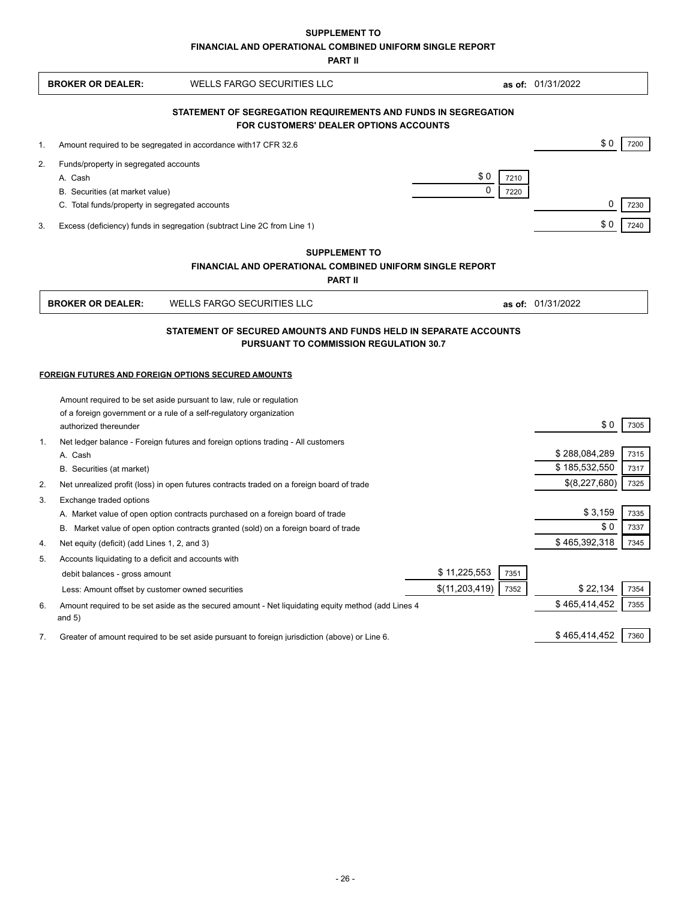**SUPPLEMENT TO**

**FINANCIAL AND OPERATIONAL COMBINED UNIFORM SINGLE REPORT**

**PART II**

**BROKER OR DEALER:** WELLS FARGO SECURITIES LLC **as of:** 01/31/2022

### STATEMENT OF SEGREGATION REQUIREMENTS AND FUNDS IN SEGREGATION FOR CUSTOMERS' DEALER OPTIONS ACCOUNTS

| | | | | | |
|---|---|---|---|---|---|
| 1. | Amount required to be segregated in accordance with17 CFR 32.6 | | | $ 0 | 7200 |
| 2. | Funds/property in segregated accounts | | | | |
| | A. Cash | $ 0 | 7210 | | |
| | B. Securities (at market value) | 0 | 7220 | | |
| | C. Total funds/property in segregated accounts | | | 0 | 7230 |
| 3. | Excess (deficiency) funds in segregation (subtract Line 2C from Line 1) | | | $ 0 | 7240 |

**SUPPLEMENT TO**

**FINANCIAL AND OPERATIONAL COMBINED UNIFORM SINGLE REPORT**

**PART II**

**BROKER OR DEALER:** WELLS FARGO SECURITIES LLC **as of:** 01/31/2022

### STATEMENT OF SECURED AMOUNTS AND FUNDS HELD IN SEPARATE ACCOUNTS PURSUANT TO COMMISSION REGULATION 30.7

**FOREIGN FUTURES AND FOREIGN OPTIONS SECURED AMOUNTS**

| | | | | | |
|---|---|---|---|---|---|
| | Amount required to be set aside pursuant to law, rule or regulation of a foreign government or a rule of a self-regulatory organization authorized thereunder | | | $ 0 | 7305 |
| 1. | Net ledger balance - Foreign futures and foreign options trading - All customers | | | | |
| | A. Cash | | | $ 288,084,289 | 7315 |
| | B. Securities (at market) | | | $ 185,532,550 | 7317 |
| 2. | Net unrealized profit (loss) in open futures contracts traded on a foreign board of trade | | | $(8,227,680) | 7325 |
| 3. | Exchange traded options | | | | |
| | A. Market value of open option contracts purchased on a foreign board of trade | | | $ 3,159 | 7335 |
| | B. Market value of open option contracts granted (sold) on a foreign board of trade | | | $ 0 | 7337 |
| 4. | Net equity (deficit) (add Lines 1, 2, and 3) | | | $ 465,392,318 | 7345 |
| 5. | Accounts liquidating to a deficit and accounts with | | | | |
| | debit balances - gross amount | $ 11,225,553 | 7351 | | |
| | Less: Amount offset by customer owned securities | $(11,203,419) | 7352 | $ 22,134 | 7354 |
| 6. | Amount required to be set aside as the secured amount - Net liquidating equity method (add Lines 4 and 5) | | | $ 465,414,452 | 7355 |
| 7. | Greater of amount required to be set aside pursuant to foreign jurisdiction (above) or Line 6. | | | $ 465,414,452 | 7360 |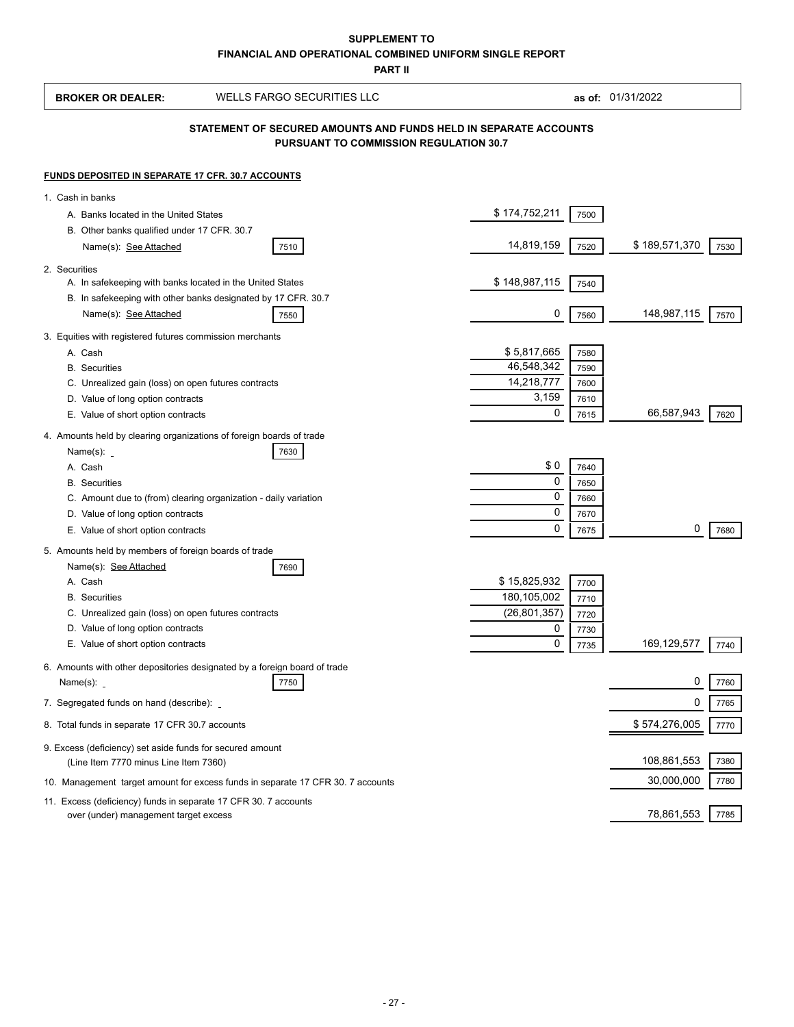**SUPPLEMENT TO**
**FINANCIAL AND OPERATIONAL COMBINED UNIFORM SINGLE REPORT**
**PART II**

**BROKER OR DEALER:** WELLS FARGO SECURITIES LLC **as of:** 01/31/2022

## STATEMENT OF SECURED AMOUNTS AND FUNDS HELD IN SEPARATE ACCOUNTS PURSUANT TO COMMISSION REGULATION 30.7

**FUNDS DEPOSITED IN SEPARATE 17 CFR. 30.7 ACCOUNTS**

| | | | | | |
|---|---|---|---|---|---|
| 1. Cash in banks | | | | | |
| A. Banks located in the United States | | $ 174,752,211 | 7500 | | |
| B. Other banks qualified under 17 CFR. 30.7 Name(s): See Attached | 7510 | 14,819,159 | 7520 | $ 189,571,370 | 7530 |
| 2. Securities | | | | | |
| A. In safekeeping with banks located in the United States | | $ 148,987,115 | 7540 | | |
| B. In safekeeping with other banks designated by 17 CFR. 30.7 Name(s): See Attached | 7550 | 0 | 7560 | 148,987,115 | 7570 |
| 3. Equities with registered futures commission merchants | | | | | |
| A. Cash | | $ 5,817,665 | 7580 | | |
| B. Securities | | 46,548,342 | 7590 | | |
| C. Unrealized gain (loss) on open futures contracts | | 14,218,777 | 7600 | | |
| D. Value of long option contracts | | 3,159 | 7610 | | |
| E. Value of short option contracts | | 0 | 7615 | 66,587,943 | 7620 |
| 4. Amounts held by clearing organizations of foreign boards of trade Name(s): | 7630 | | | | |
| A. Cash | | $ 0 | 7640 | | |
| B. Securities | | 0 | 7650 | | |
| C. Amount due to (from) clearing organization - daily variation | | 0 | 7660 | | |
| D. Value of long option contracts | | 0 | 7670 | | |
| E. Value of short option contracts | | 0 | 7675 | 0 | 7680 |
| 5. Amounts held by members of foreign boards of trade Name(s): See Attached | 7690 | | | | |
| A. Cash | | $ 15,825,932 | 7700 | | |
| B. Securities | | 180,105,002 | 7710 | | |
| C. Unrealized gain (loss) on open futures contracts | | (26,801,357) | 7720 | | |
| D. Value of long option contracts | | 0 | 7730 | | |
| E. Value of short option contracts | | 0 | 7735 | 169,129,577 | 7740 |
| 6. Amounts with other depositories designated by a foreign board of trade Name(s): | 7750 | | | 0 | 7760 |
| 7. Segregated funds on hand (describe): | | | | 0 | 7765 |
| 8. Total funds in separate 17 CFR 30.7 accounts | | | | $ 574,276,005 | 7770 |
| 9. Excess (deficiency) set aside funds for secured amount (Line Item 7770 minus Line Item 7360) | | | | 108,861,553 | 7380 |
| 10. Management target amount for excess funds in separate 17 CFR 30. 7 accounts | | | | 30,000,000 | 7780 |
| 11. Excess (deficiency) funds in separate 17 CFR 30. 7 accounts over (under) management target excess | | | | 78,861,553 | 7785 |